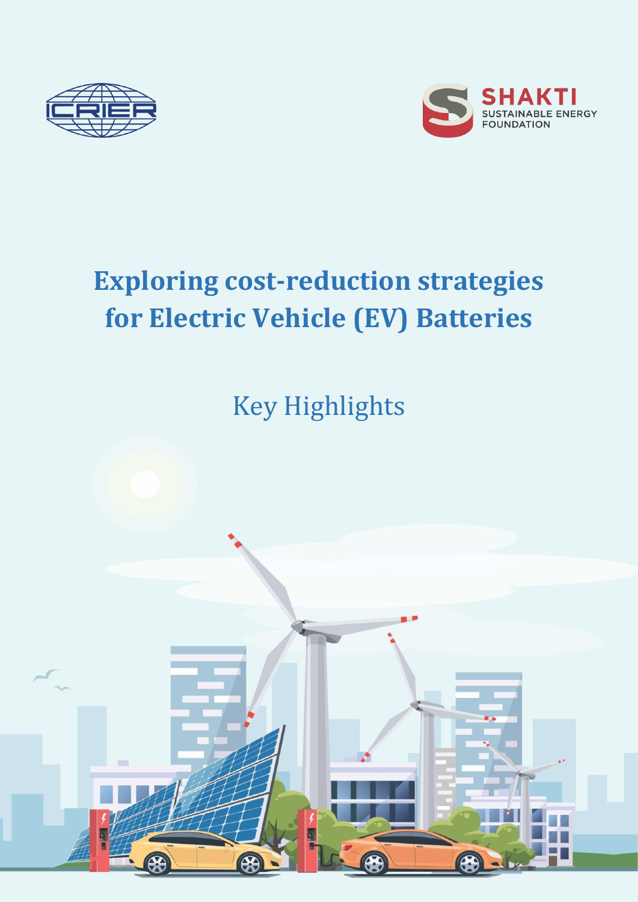ICRIER

SHAKTI SUSTAINABLE ENERGY FOUNDATION

# Exploring cost-reduction strategies for Electric Vehicle (EV) Batteries

## Key Highlights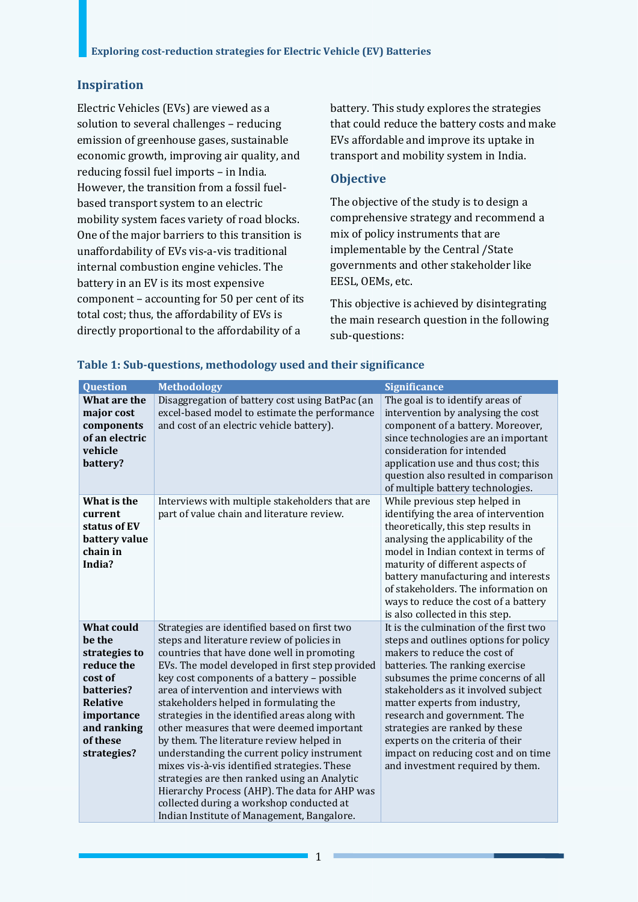## Inspiration

Electric Vehicles (EVs) are viewed as a solution to several challenges – reducing emission of greenhouse gases, sustainable economic growth, improving air quality, and reducing fossil fuel imports – in India. However, the transition from a fossil fuel-based transport system to an electric mobility system faces variety of road blocks. One of the major barriers to this transition is unaffordability of EVs vis-a-vis traditional internal combustion engine vehicles. The battery in an EV is its most expensive component – accounting for 50 per cent of its total cost; thus, the affordability of EVs is directly proportional to the affordability of a battery. This study explores the strategies that could reduce the battery costs and make EVs affordable and improve its uptake in transport and mobility system in India.

## Objective

The objective of the study is to design a comprehensive strategy and recommend a mix of policy instruments that are implementable by the Central /State governments and other stakeholder like EESL, OEMs, etc.

This objective is achieved by disintegrating the main research question in the following sub-questions:

**Table 1: Sub-questions, methodology used and their significance**

| Question | Methodology | Significance |
|---|---|---|
| **What are the major cost components of an electric vehicle battery?** | Disaggregation of battery cost using BatPac (an excel-based model to estimate the performance and cost of an electric vehicle battery). | The goal is to identify areas of intervention by analysing the cost component of a battery. Moreover, since technologies are an important consideration for intended application use and thus cost; this question also resulted in comparison of multiple battery technologies. |
| **What is the current status of EV battery value chain in India?** | Interviews with multiple stakeholders that are part of value chain and literature review. | While previous step helped in identifying the area of intervention theoretically, this step results in analysing the applicability of the model in Indian context in terms of maturity of different aspects of battery manufacturing and interests of stakeholders. The information on ways to reduce the cost of a battery is also collected in this step. |
| **What could be the strategies to reduce the cost of batteries? Relative importance and ranking of these strategies?** | Strategies are identified based on first two steps and literature review of policies in countries that have done well in promoting EVs. The model developed in first step provided key cost components of a battery – possible area of intervention and interviews with stakeholders helped in formulating the strategies in the identified areas along with other measures that were deemed important by them. The literature review helped in understanding the current policy instrument mixes vis-à-vis identified strategies. These strategies are then ranked using an Analytic Hierarchy Process (AHP). The data for AHP was collected during a workshop conducted at Indian Institute of Management, Bangalore. | It is the culmination of the first two steps and outlines options for policy makers to reduce the cost of batteries. The ranking exercise subsumes the prime concerns of all stakeholders as it involved subject matter experts from industry, research and government. The strategies are ranked by these experts on the criteria of their impact on reducing cost and on time and investment required by them. |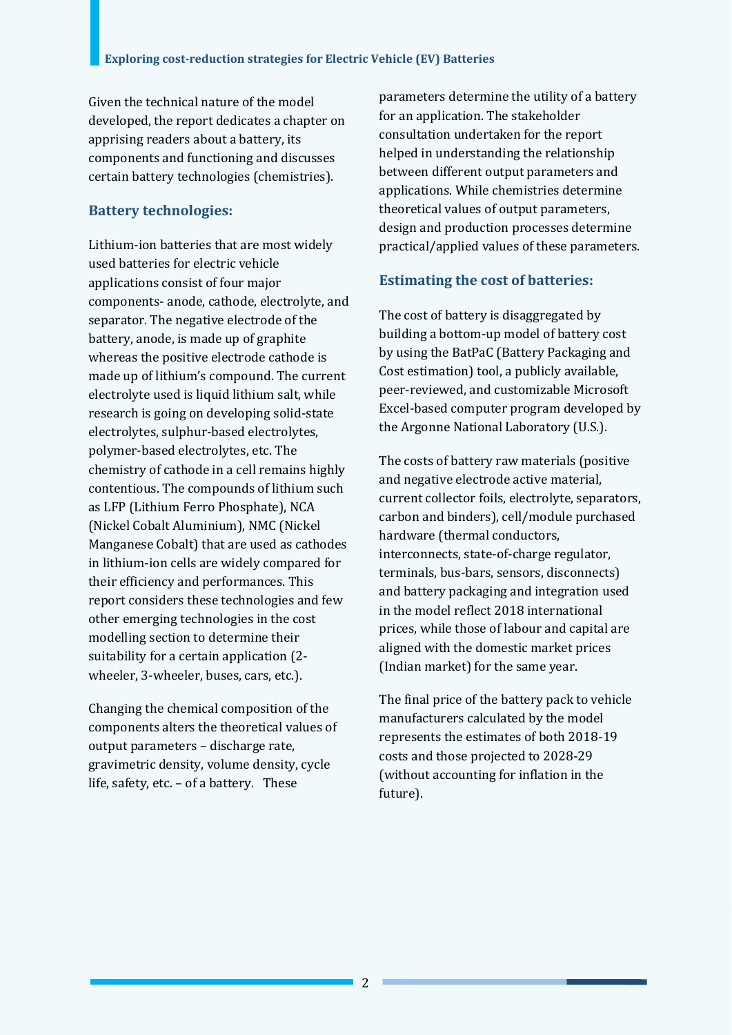Given the technical nature of the model developed, the report dedicates a chapter on apprising readers about a battery, its components and functioning and discusses certain battery technologies (chemistries).

## Battery technologies:

Lithium-ion batteries that are most widely used batteries for electric vehicle applications consist of four major components- anode, cathode, electrolyte, and separator. The negative electrode of the battery, anode, is made up of graphite whereas the positive electrode cathode is made up of lithium's compound. The current electrolyte used is liquid lithium salt, while research is going on developing solid-state electrolytes, sulphur-based electrolytes, polymer-based electrolytes, etc. The chemistry of cathode in a cell remains highly contentious. The compounds of lithium such as LFP (Lithium Ferro Phosphate), NCA (Nickel Cobalt Aluminium), NMC (Nickel Manganese Cobalt) that are used as cathodes in lithium-ion cells are widely compared for their efficiency and performances. This report considers these technologies and few other emerging technologies in the cost modelling section to determine their suitability for a certain application (2-wheeler, 3-wheeler, buses, cars, etc.).

Changing the chemical composition of the components alters the theoretical values of output parameters – discharge rate, gravimetric density, volume density, cycle life, safety, etc. – of a battery. These parameters determine the utility of a battery for an application. The stakeholder consultation undertaken for the report helped in understanding the relationship between different output parameters and applications. While chemistries determine theoretical values of output parameters, design and production processes determine practical/applied values of these parameters.

## Estimating the cost of batteries:

The cost of battery is disaggregated by building a bottom-up model of battery cost by using the BatPaC (Battery Packaging and Cost estimation) tool, a publicly available, peer-reviewed, and customizable Microsoft Excel-based computer program developed by the Argonne National Laboratory (U.S.).

The costs of battery raw materials (positive and negative electrode active material, current collector foils, electrolyte, separators, carbon and binders), cell/module purchased hardware (thermal conductors, interconnects, state-of-charge regulator, terminals, bus-bars, sensors, disconnects) and battery packaging and integration used in the model reflect 2018 international prices, while those of labour and capital are aligned with the domestic market prices (Indian market) for the same year.

The final price of the battery pack to vehicle manufacturers calculated by the model represents the estimates of both 2018-19 costs and those projected to 2028-29 (without accounting for inflation in the future).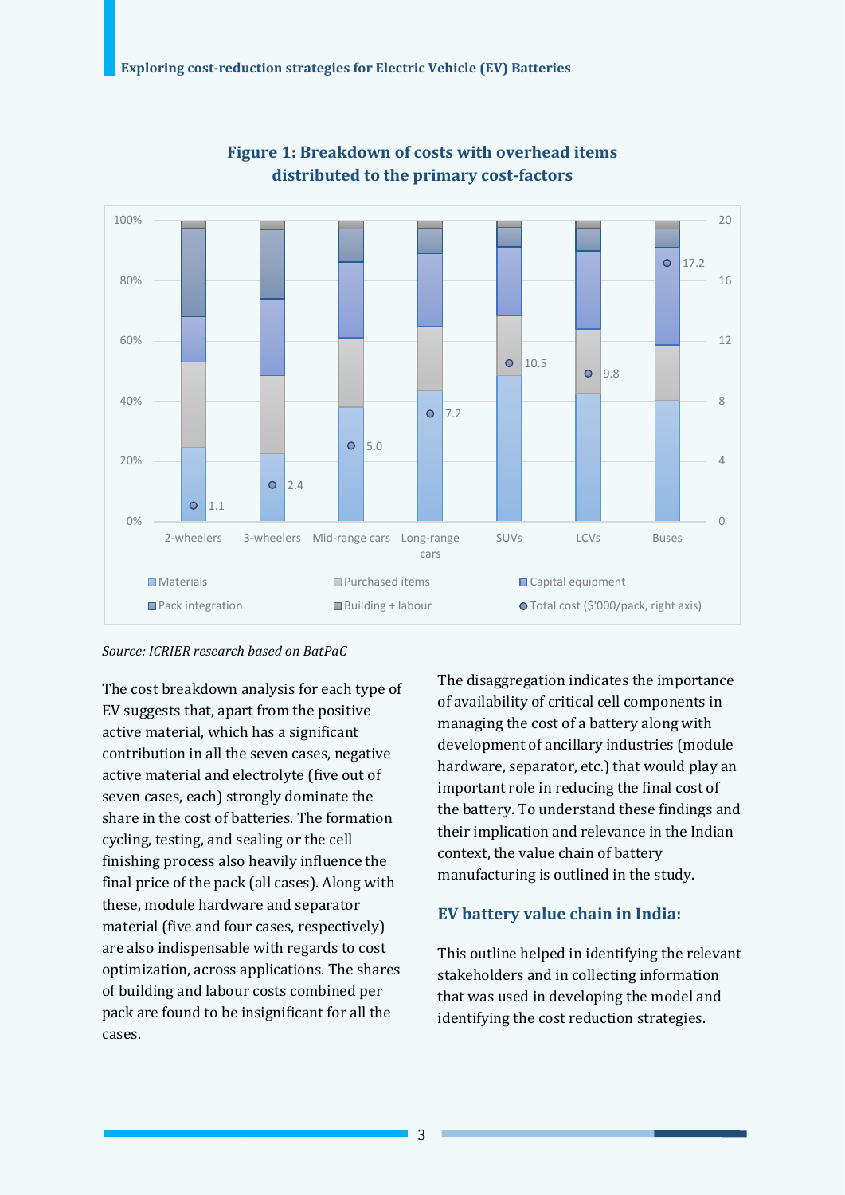**Figure 1: Breakdown of costs with overhead items distributed to the primary cost-factors**

*Source: ICRIER research based on BatPaC*

The cost breakdown analysis for each type of EV suggests that, apart from the positive active material, which has a significant contribution in all the seven cases, negative active material and electrolyte (five out of seven cases, each) strongly dominate the share in the cost of batteries. The formation cycling, testing, and sealing or the cell finishing process also heavily influence the final price of the pack (all cases). Along with these, module hardware and separator material (five and four cases, respectively) are also indispensable with regards to cost optimization, across applications. The shares of building and labour costs combined per pack are found to be insignificant for all the cases.

The disaggregation indicates the importance of availability of critical cell components in managing the cost of a battery along with development of ancillary industries (module hardware, separator, etc.) that would play an important role in reducing the final cost of the battery. To understand these findings and their implication and relevance in the Indian context, the value chain of battery manufacturing is outlined in the study.

### EV battery value chain in India:

This outline helped in identifying the relevant stakeholders and in collecting information that was used in developing the model and identifying the cost reduction strategies.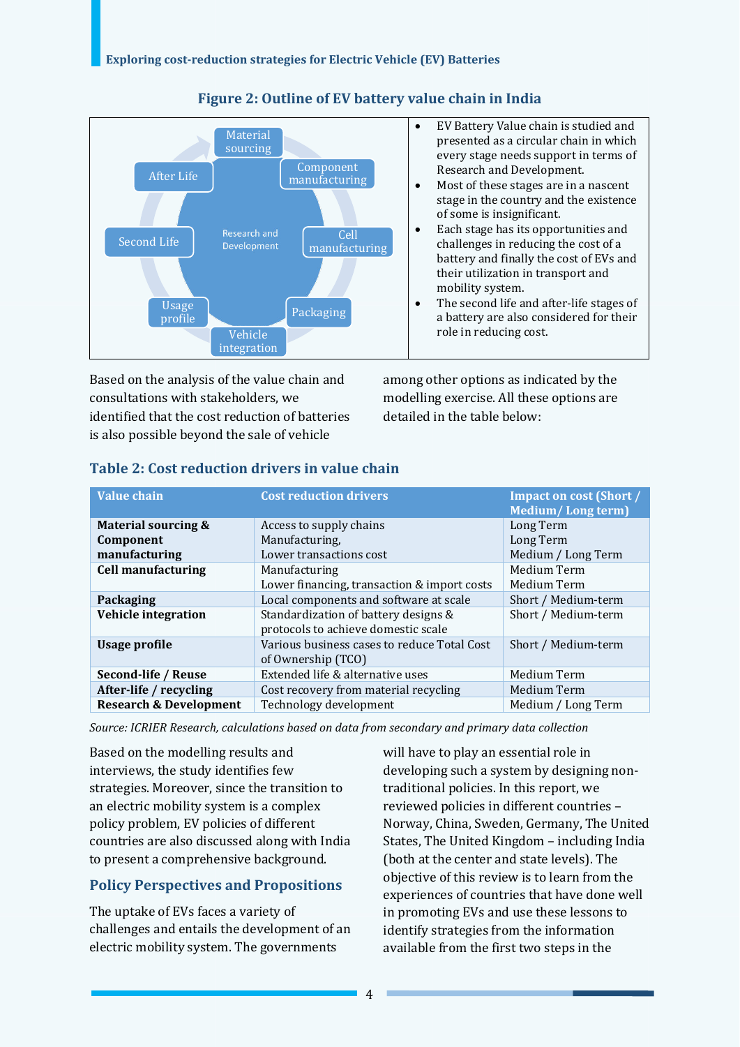## Figure 2: Outline of EV battery value chain in India

Material sourcing

Component manufacturing

Cell manufacturing

Packaging

Vehicle integration

Usage profile

Second Life

After Life

Research and Development

- EV Battery Value chain is studied and presented as a circular chain in which every stage needs support in terms of Research and Development.
- Most of these stages are in a nascent stage in the country and the existence of some is insignificant.
- Each stage has its opportunities and challenges in reducing the cost of a battery and finally the cost of EVs and their utilization in transport and mobility system.
- The second life and after-life stages of a battery are also considered for their role in reducing cost.

Based on the analysis of the value chain and consultations with stakeholders, we identified that the cost reduction of batteries is also possible beyond the sale of vehicle among other options as indicated by the modelling exercise. All these options are detailed in the table below:

### Table 2: Cost reduction drivers in value chain

| Value chain | Cost reduction drivers | Impact on cost (Short / Medium/ Long term) |
|---|---|---|
| **Material sourcing & Component manufacturing** | Access to supply chains<br>Manufacturing,<br>Lower transactions cost | Long Term<br>Long Term<br>Medium / Long Term |
| **Cell manufacturing** | Manufacturing<br>Lower financing, transaction & import costs | Medium Term<br>Medium Term |
| **Packaging** | Local components and software at scale | Short / Medium-term |
| **Vehicle integration** | Standardization of battery designs & protocols to achieve domestic scale | Short / Medium-term |
| **Usage profile** | Various business cases to reduce Total Cost of Ownership (TCO) | Short / Medium-term |
| **Second-life / Reuse** | Extended life & alternative uses | Medium Term |
| **After-life / recycling** | Cost recovery from material recycling | Medium Term |
| **Research & Development** | Technology development | Medium / Long Term |

*Source: ICRIER Research, calculations based on data from secondary and primary data collection*

Based on the modelling results and interviews, the study identifies few strategies. Moreover, since the transition to an electric mobility system is a complex policy problem, EV policies of different countries are also discussed along with India to present a comprehensive background.

## Policy Perspectives and Propositions

The uptake of EVs faces a variety of challenges and entails the development of an electric mobility system. The governments will have to play an essential role in developing such a system by designing non-traditional policies. In this report, we reviewed policies in different countries – Norway, China, Sweden, Germany, The United States, The United Kingdom – including India (both at the center and state levels). The objective of this review is to learn from the experiences of countries that have done well in promoting EVs and use these lessons to identify strategies from the information available from the first two steps in the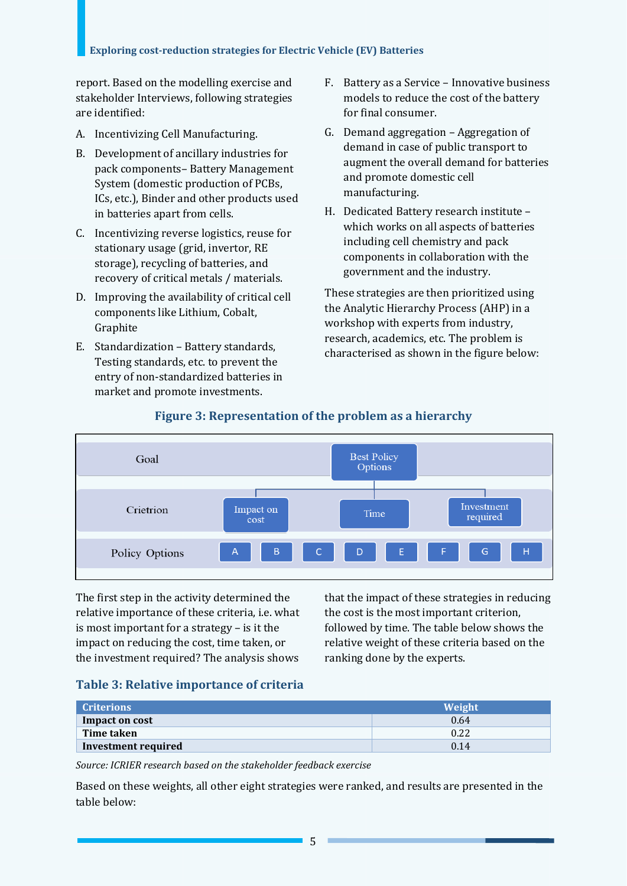report. Based on the modelling exercise and stakeholder Interviews, following strategies are identified:

A. Incentivizing Cell Manufacturing.
B. Development of ancillary industries for pack components– Battery Management System (domestic production of PCBs, ICs, etc.), Binder and other products used in batteries apart from cells.
C. Incentivizing reverse logistics, reuse for stationary usage (grid, invertor, RE storage), recycling of batteries, and recovery of critical metals / materials.
D. Improving the availability of critical cell components like Lithium, Cobalt, Graphite
E. Standardization – Battery standards, Testing standards, etc. to prevent the entry of non-standardized batteries in market and promote investments.
F. Battery as a Service – Innovative business models to reduce the cost of the battery for final consumer.
G. Demand aggregation – Aggregation of demand in case of public transport to augment the overall demand for batteries and promote domestic cell manufacturing.
H. Dedicated Battery research institute – which works on all aspects of batteries including cell chemistry and pack components in collaboration with the government and the industry.

These strategies are then prioritized using the Analytic Hierarchy Process (AHP) in a workshop with experts from industry, research, academics, etc. The problem is characterised as shown in the figure below:

**Figure 3: Representation of the problem as a hierarchy**

| Goal | Best Policy Options |
|---|---|
| Crietrion | Impact on cost; Time; Investment required |
| Policy Options | A, B, C, D, E, F, G, H |

The first step in the activity determined the relative importance of these criteria, i.e. what is most important for a strategy – is it the impact on reducing the cost, time taken, or the investment required? The analysis shows that the impact of these strategies in reducing the cost is the most important criterion, followed by time. The table below shows the relative weight of these criteria based on the ranking done by the experts.

### Table 3: Relative importance of criteria

| Criterions | Weight |
|---|---|
| **Impact on cost** | 0.64 |
| **Time taken** | 0.22 |
| **Investment required** | 0.14 |

*Source: ICRIER research based on the stakeholder feedback exercise*

Based on these weights, all other eight strategies were ranked, and results are presented in the table below: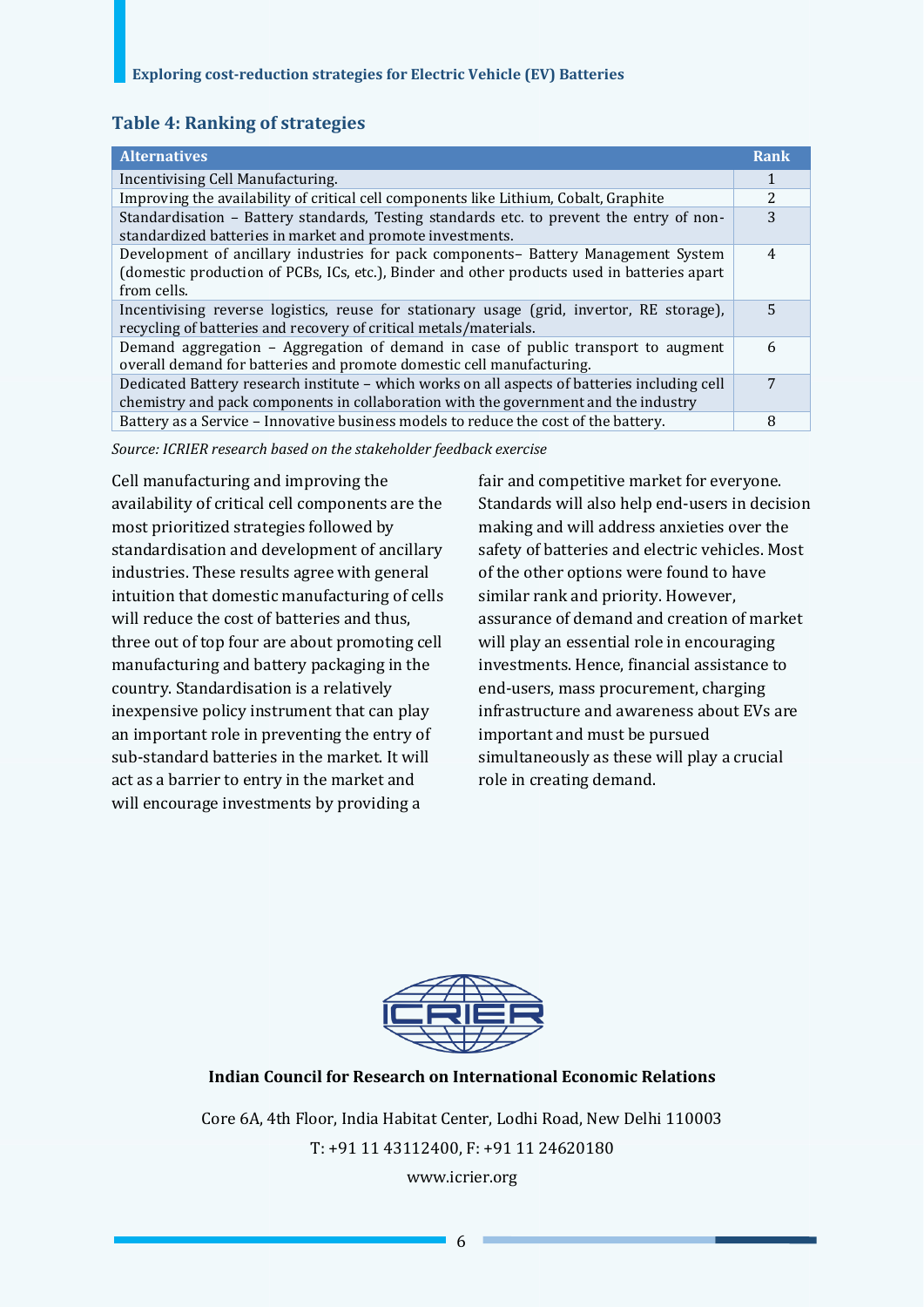## Table 4: Ranking of strategies

| Alternatives | Rank |
|---|---|
| Incentivising Cell Manufacturing. | 1 |
| Improving the availability of critical cell components like Lithium, Cobalt, Graphite | 2 |
| Standardisation – Battery standards, Testing standards etc. to prevent the entry of non-standardized batteries in market and promote investments. | 3 |
| Development of ancillary industries for pack components– Battery Management System (domestic production of PCBs, ICs, etc.), Binder and other products used in batteries apart from cells. | 4 |
| Incentivising reverse logistics, reuse for stationary usage (grid, invertor, RE storage), recycling of batteries and recovery of critical metals/materials. | 5 |
| Demand aggregation – Aggregation of demand in case of public transport to augment overall demand for batteries and promote domestic cell manufacturing. | 6 |
| Dedicated Battery research institute – which works on all aspects of batteries including cell chemistry and pack components in collaboration with the government and the industry | 7 |
| Battery as a Service – Innovative business models to reduce the cost of the battery. | 8 |

*Source: ICRIER research based on the stakeholder feedback exercise*

Cell manufacturing and improving the availability of critical cell components are the most prioritized strategies followed by standardisation and development of ancillary industries. These results agree with general intuition that domestic manufacturing of cells will reduce the cost of batteries and thus, three out of top four are about promoting cell manufacturing and battery packaging in the country. Standardisation is a relatively inexpensive policy instrument that can play an important role in preventing the entry of sub-standard batteries in the market. It will act as a barrier to entry in the market and will encourage investments by providing a fair and competitive market for everyone. Standards will also help end-users in decision making and will address anxieties over the safety of batteries and electric vehicles. Most of the other options were found to have similar rank and priority. However, assurance of demand and creation of market will play an essential role in encouraging investments. Hence, financial assistance to end-users, mass procurement, charging infrastructure and awareness about EVs are important and must be pursued simultaneously as these will play a crucial role in creating demand.

ICRIER

**Indian Council for Research on International Economic Relations**

Core 6A, 4th Floor, India Habitat Center, Lodhi Road, New Delhi 110003

T: +91 11 43112400, F: +91 11 24620180

www.icrier.org